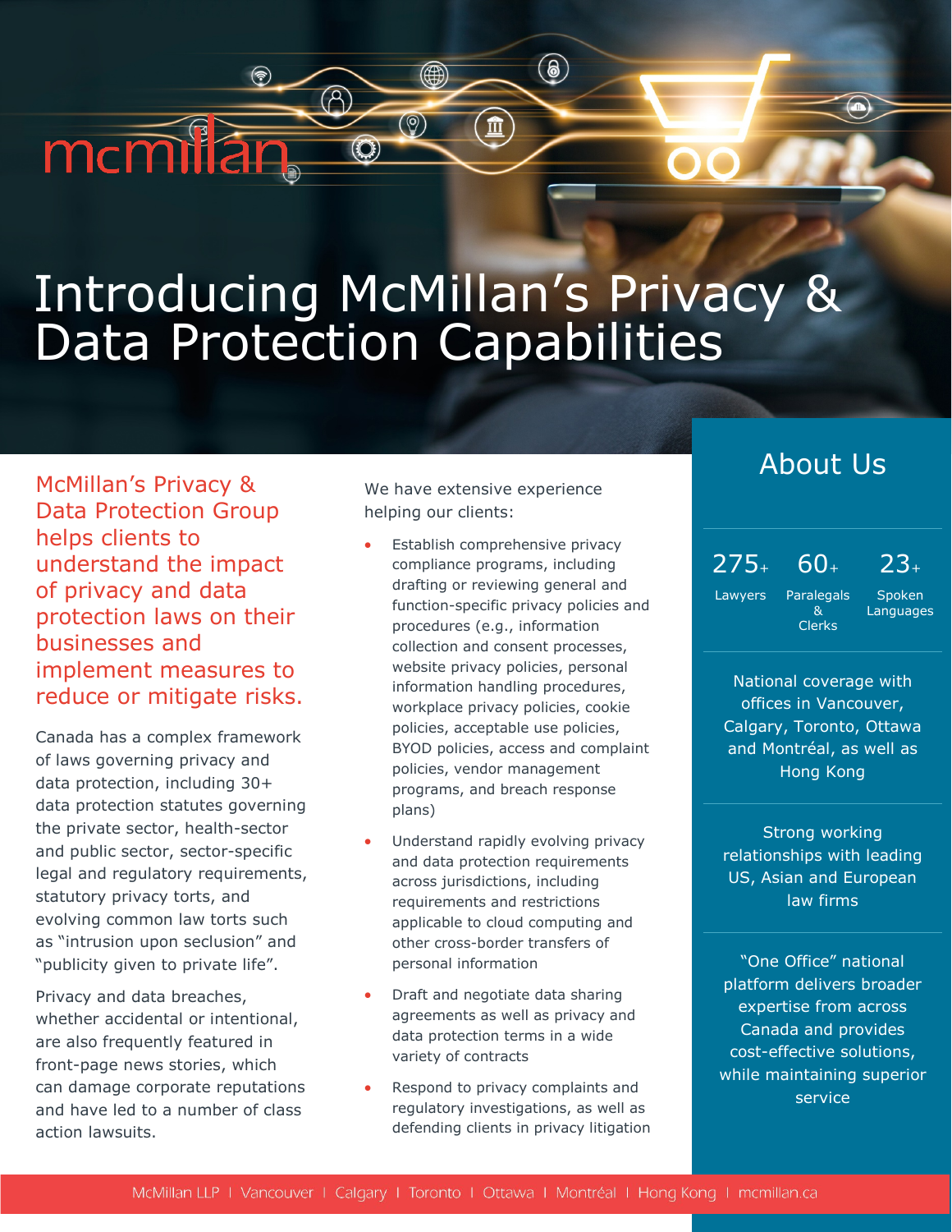# Introducing McMillan's Privacy & Data Protection Capabilities

## McMillan's Privacy & Data Protection Group helps clients to understand the impact of privacy and data protection laws on their businesses and implement measures to reduce or mitigate risks.

Canada has a complex framework of laws governing privacy and data protection, including 30+ data protection statutes governing the private sector, health-sector and public sector, sector-specific legal and regulatory requirements, statutory privacy torts, and evolving common law torts such as "intrusion upon seclusion" and "publicity given to private life".

Privacy and data breaches, whether accidental or intentional, are also frequently featured in front-page news stories, which can damage corporate reputations and have led to a number of class action lawsuits.

We have extensive experience helping our clients:

- Establish comprehensive privacy compliance programs, including drafting or reviewing general and function-specific privacy policies and procedures (e.g., information collection and consent processes, website privacy policies, personal information handling procedures, workplace privacy policies, cookie policies, acceptable use policies, BYOD policies, access and complaint policies, vendor management programs, and breach response plans)
- Understand rapidly evolving privacy and data protection requirements across jurisdictions, including requirements and restrictions applicable to cloud computing and other cross-border transfers of personal information
- Draft and negotiate data sharing agreements as well as privacy and data protection terms in a wide variety of contracts
- Respond to privacy complaints and regulatory investigations, as well as defending clients in privacy litigation

## About Us

| 275+ | 60+ | 23+ |
|---|---|---|
| Lawyers | Paralegals & Clerks | Spoken Languages |

National coverage with offices in Vancouver, Calgary, Toronto, Ottawa and Montréal, as well as Hong Kong

Strong working relationships with leading US, Asian and European law firms

"One Office" national platform delivers broader expertise from across Canada and provides cost-effective solutions, while maintaining superior service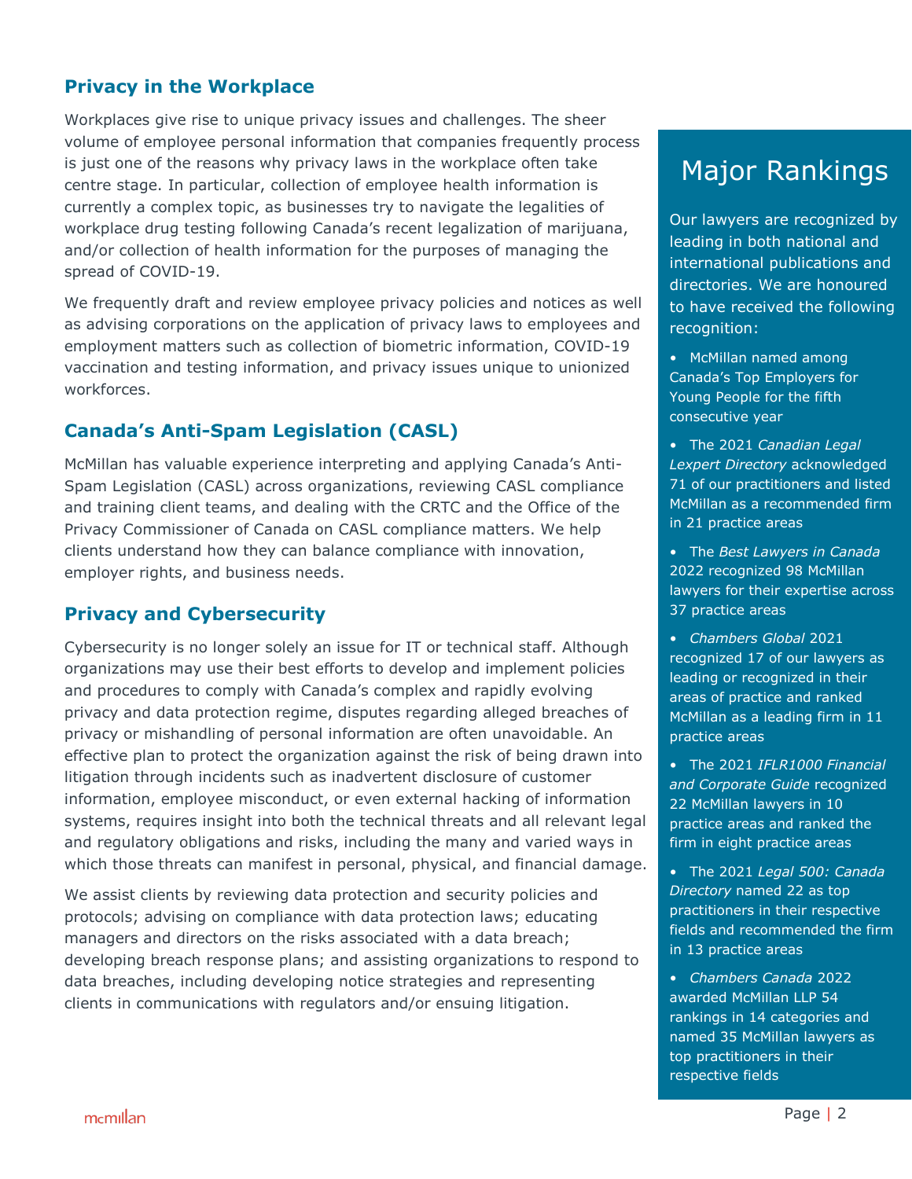## Privacy in the Workplace

Workplaces give rise to unique privacy issues and challenges. The sheer volume of employee personal information that companies frequently process is just one of the reasons why privacy laws in the workplace often take centre stage. In particular, collection of employee health information is currently a complex topic, as businesses try to navigate the legalities of workplace drug testing following Canada's recent legalization of marijuana, and/or collection of health information for the purposes of managing the spread of COVID-19.

We frequently draft and review employee privacy policies and notices as well as advising corporations on the application of privacy laws to employees and employment matters such as collection of biometric information, COVID-19 vaccination and testing information, and privacy issues unique to unionized workforces.

## Canada's Anti-Spam Legislation (CASL)

McMillan has valuable experience interpreting and applying Canada's Anti-Spam Legislation (CASL) across organizations, reviewing CASL compliance and training client teams, and dealing with the CRTC and the Office of the Privacy Commissioner of Canada on CASL compliance matters. We help clients understand how they can balance compliance with innovation, employer rights, and business needs.

## Privacy and Cybersecurity

Cybersecurity is no longer solely an issue for IT or technical staff. Although organizations may use their best efforts to develop and implement policies and procedures to comply with Canada's complex and rapidly evolving privacy and data protection regime, disputes regarding alleged breaches of privacy or mishandling of personal information are often unavoidable. An effective plan to protect the organization against the risk of being drawn into litigation through incidents such as inadvertent disclosure of customer information, employee misconduct, or even external hacking of information systems, requires insight into both the technical threats and all relevant legal and regulatory obligations and risks, including the many and varied ways in which those threats can manifest in personal, physical, and financial damage.

We assist clients by reviewing data protection and security policies and protocols; advising on compliance with data protection laws; educating managers and directors on the risks associated with a data breach; developing breach response plans; and assisting organizations to respond to data breaches, including developing notice strategies and representing clients in communications with regulators and/or ensuing litigation.

# Major Rankings

Our lawyers are recognized by leading in both national and international publications and directories. We are honoured to have received the following recognition:

- McMillan named among Canada's Top Employers for Young People for the fifth consecutive year
- The 2021 *Canadian Legal Lexpert Directory* acknowledged 71 of our practitioners and listed McMillan as a recommended firm in 21 practice areas
- The *Best Lawyers in Canada* 2022 recognized 98 McMillan lawyers for their expertise across 37 practice areas
- *Chambers Global* 2021 recognized 17 of our lawyers as leading or recognized in their areas of practice and ranked McMillan as a leading firm in 11 practice areas
- The 2021 *IFLR1000 Financial and Corporate Guide* recognized 22 McMillan lawyers in 10 practice areas and ranked the firm in eight practice areas
- The 2021 *Legal 500: Canada Directory* named 22 as top practitioners in their respective fields and recommended the firm in 13 practice areas
- *Chambers Canada* 2022 awarded McMillan LLP 54 rankings in 14 categories and named 35 McMillan lawyers as top practitioners in their respective fields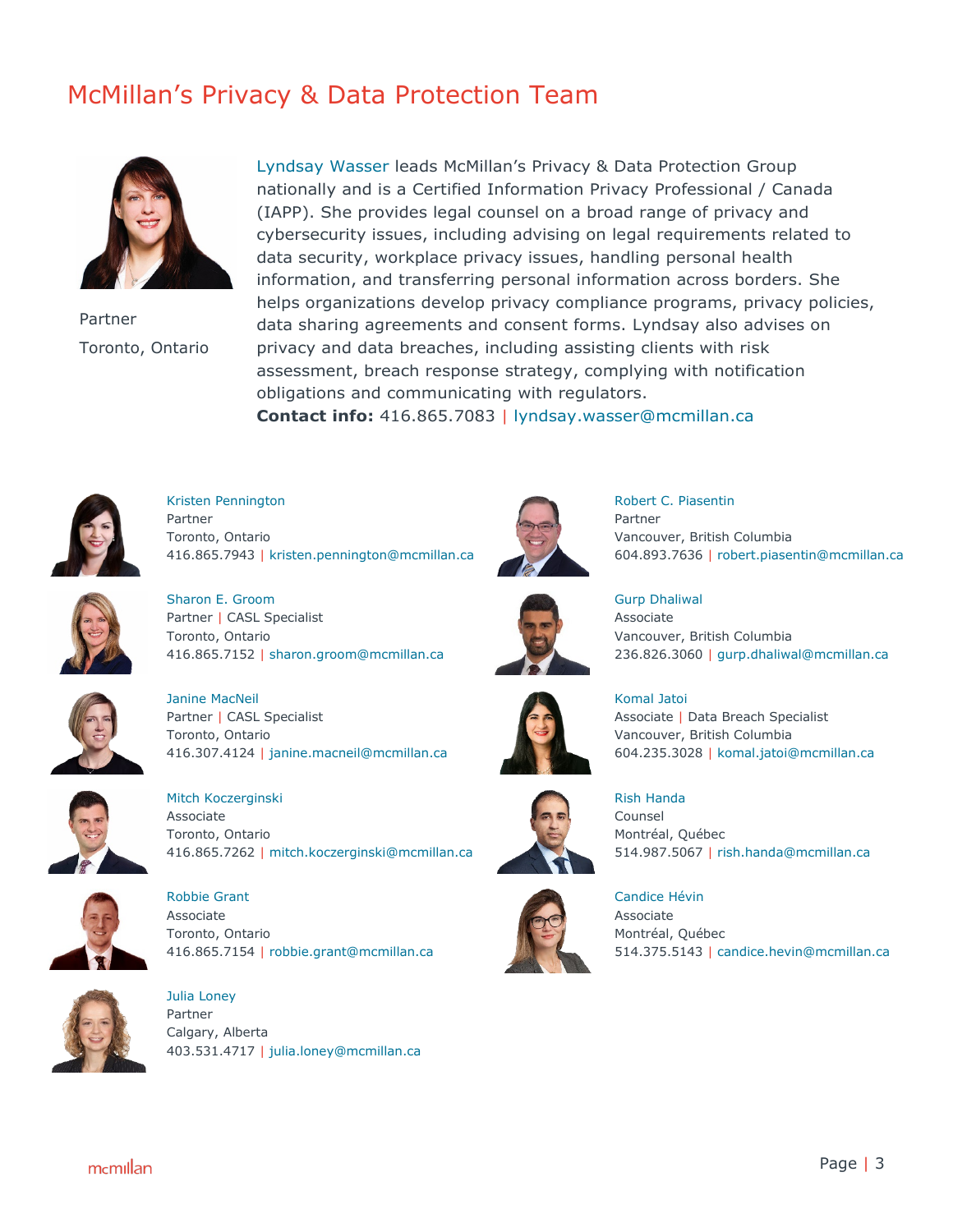# McMillan's Privacy & Data Protection Team

Partner

Toronto, Ontario

Lyndsay Wasser leads McMillan's Privacy & Data Protection Group nationally and is a Certified Information Privacy Professional / Canada (IAPP). She provides legal counsel on a broad range of privacy and cybersecurity issues, including advising on legal requirements related to data security, workplace privacy issues, handling personal health information, and transferring personal information across borders. She helps organizations develop privacy compliance programs, privacy policies, data sharing agreements and consent forms. Lyndsay also advises on privacy and data breaches, including assisting clients with risk assessment, breach response strategy, complying with notification obligations and communicating with regulators.

**Contact info:** 416.865.7083 | lyndsay.wasser@mcmillan.ca

Kristen Pennington
Partner
Toronto, Ontario
416.865.7943 | kristen.pennington@mcmillan.ca

Sharon E. Groom
Partner | CASL Specialist
Toronto, Ontario
416.865.7152 | sharon.groom@mcmillan.ca

Janine MacNeil
Partner | CASL Specialist
Toronto, Ontario
416.307.4124 | janine.macneil@mcmillan.ca

Mitch Koczerginski
Associate
Toronto, Ontario
416.865.7262 | mitch.koczerginski@mcmillan.ca

Robbie Grant
Associate
Toronto, Ontario
416.865.7154 | robbie.grant@mcmillan.ca

Julia Loney
Partner
Calgary, Alberta
403.531.4717 | julia.loney@mcmillan.ca

Robert C. Piasentin
Partner
Vancouver, British Columbia
604.893.7636 | robert.piasentin@mcmillan.ca

Gurp Dhaliwal
Associate
Vancouver, British Columbia
236.826.3060 | gurp.dhaliwal@mcmillan.ca

Komal Jatoi
Associate | Data Breach Specialist
Vancouver, British Columbia
604.235.3028 | komal.jatoi@mcmillan.ca

Rish Handa
Counsel
Montréal, Québec
514.987.5067 | rish.handa@mcmillan.ca

Candice Hévin
Associate
Montréal, Québec
514.375.5143 | candice.hevin@mcmillan.ca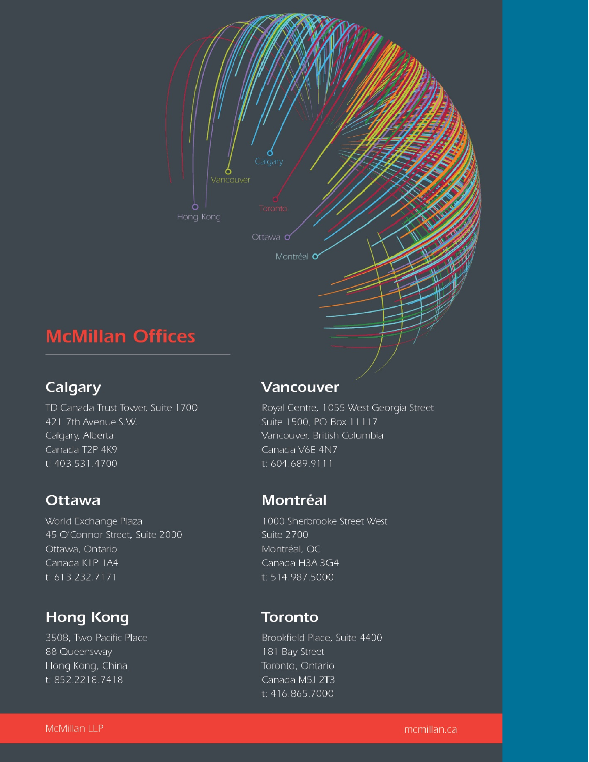## McMillan Offices

### Calgary

TD Canada Trust Tower, Suite 1700
421 7th Avenue S.W.
Calgary, Alberta
Canada T2P 4K9
t: 403.531.4700

### Vancouver

Royal Centre, 1055 West Georgia Street
Suite 1500, PO Box 11117
Vancouver, British Columbia
Canada V6E 4N7
t: 604.689.9111

### Ottawa

World Exchange Plaza
45 O'Connor Street, Suite 2000
Ottawa, Ontario
Canada K1P 1A4
t: 613.232.7171

### Montréal

1000 Sherbrooke Street West
Suite 2700
Montréal, QC
Canada H3A 3G4
t: 514.987.5000

### Hong Kong

3508, Two Pacific Place
88 Queensway
Hong Kong, China
t: 852.2218.7418

### Toronto

Brookfield Place, Suite 4400
181 Bay Street
Toronto, Ontario
Canada M5J 2T3
t: 416.865.7000

McMillan LLP

mcmillan.ca